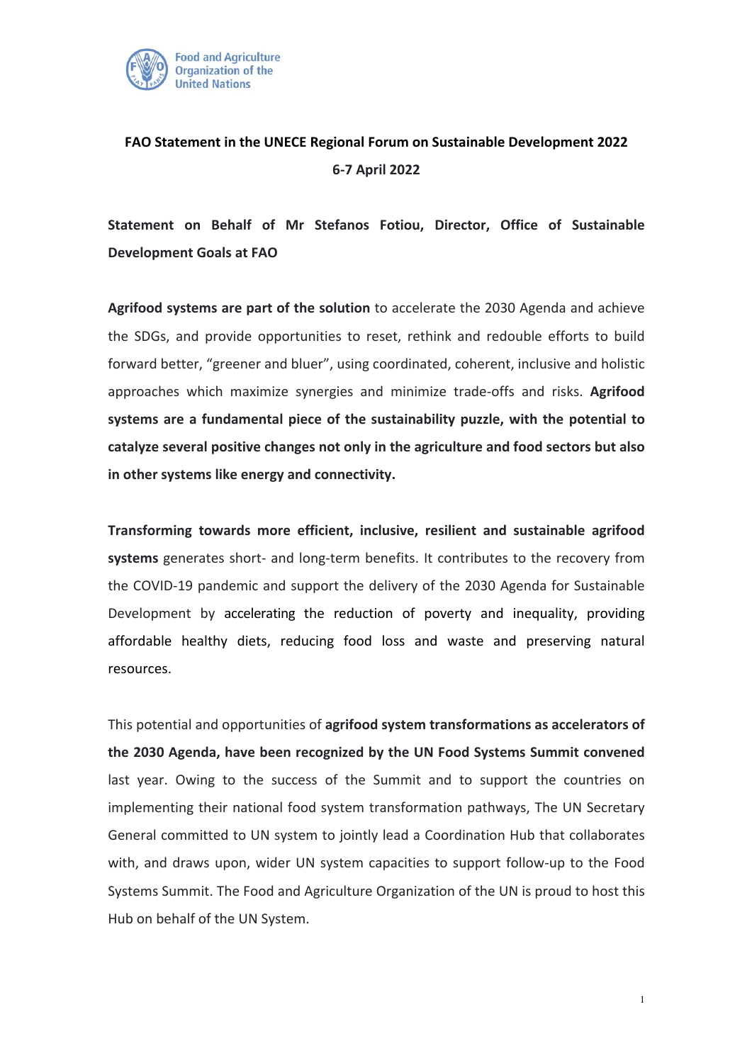**FAO Statement in the UNECE Regional Forum on Sustainable Development 2022**

**6-7 April 2022**

**Statement on Behalf of Mr Stefanos Fotiou, Director, Office of Sustainable Development Goals at FAO**

**Agrifood systems are part of the solution** to accelerate the 2030 Agenda and achieve the SDGs, and provide opportunities to reset, rethink and redouble efforts to build forward better, "greener and bluer", using coordinated, coherent, inclusive and holistic approaches which maximize synergies and minimize trade-offs and risks. **Agrifood systems are a fundamental piece of the sustainability puzzle, with the potential to catalyze several positive changes not only in the agriculture and food sectors but also in other systems like energy and connectivity.**

**Transforming towards more efficient, inclusive, resilient and sustainable agrifood systems** generates short- and long-term benefits. It contributes to the recovery from the COVID-19 pandemic and support the delivery of the 2030 Agenda for Sustainable Development by accelerating the reduction of poverty and inequality, providing affordable healthy diets, reducing food loss and waste and preserving natural resources.

This potential and opportunities of **agrifood system transformations as accelerators of the 2030 Agenda, have been recognized by the UN Food Systems Summit convened** last year. Owing to the success of the Summit and to support the countries on implementing their national food system transformation pathways, The UN Secretary General committed to UN system to jointly lead a Coordination Hub that collaborates with, and draws upon, wider UN system capacities to support follow-up to the Food Systems Summit. The Food and Agriculture Organization of the UN is proud to host this Hub on behalf of the UN System.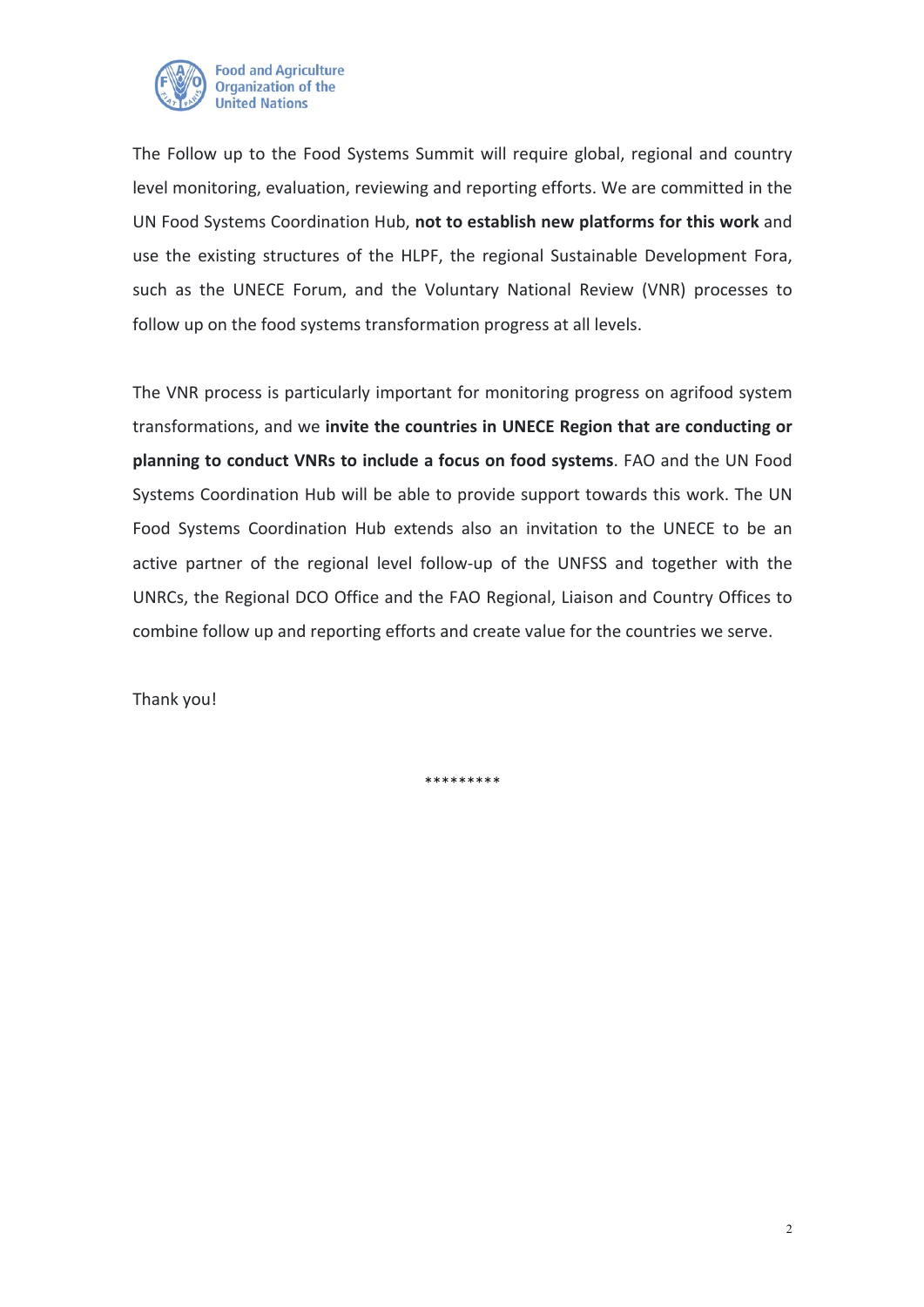The Follow up to the Food Systems Summit will require global, regional and country level monitoring, evaluation, reviewing and reporting efforts. We are committed in the UN Food Systems Coordination Hub, **not to establish new platforms for this work** and use the existing structures of the HLPF, the regional Sustainable Development Fora, such as the UNECE Forum, and the Voluntary National Review (VNR) processes to follow up on the food systems transformation progress at all levels.

The VNR process is particularly important for monitoring progress on agrifood system transformations, and we **invite the countries in UNECE Region that are conducting or planning to conduct VNRs to include a focus on food systems**. FAO and the UN Food Systems Coordination Hub will be able to provide support towards this work. The UN Food Systems Coordination Hub extends also an invitation to the UNECE to be an active partner of the regional level follow-up of the UNFSS and together with the UNRCs, the Regional DCO Office and the FAO Regional, Liaison and Country Offices to combine follow up and reporting efforts and create value for the countries we serve.

Thank you!

*********